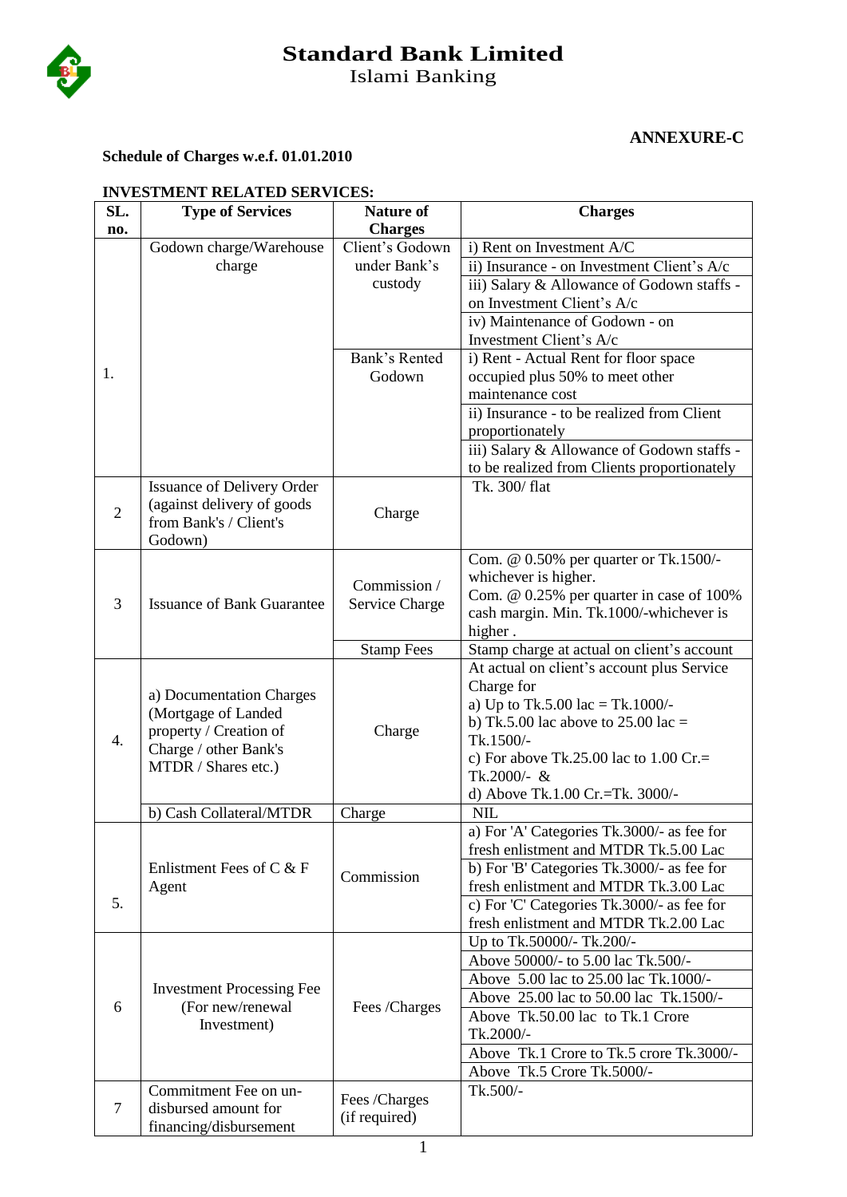# Standard Bank Limited

Islami Banking

**ANNEXURE-C**

**Schedule of Charges w.e.f. 01.01.2010**

**INVESTMENT RELATED SERVICES:**

| SL. no. | Type of Services | Nature of Charges | Charges |
|---|---|---|---|
| 1. | Godown charge/Warehouse charge | Client's Godown under Bank's custody | i) Rent on Investment A/C |
| | | | ii) Insurance - on Investment Client's A/c |
| | | | iii) Salary & Allowance of Godown staffs - on Investment Client's A/c |
| | | | iv) Maintenance of Godown - on Investment Client's A/c |
| | | Bank's Rented Godown | i) Rent - Actual Rent for floor space occupied plus 50% to meet other maintenance cost |
| | | | ii) Insurance - to be realized from Client proportionately |
| | | | iii) Salary & Allowance of Godown staffs - to be realized from Clients proportionately |
| 2 | Issuance of Delivery Order (against delivery of goods from Bank's / Client's Godown) | Charge | Tk. 300/ flat |
| 3 | Issuance of Bank Guarantee | Commission / Service Charge | Com. @ 0.50% per quarter or Tk.1500/- whichever is higher. Com. @ 0.25% per quarter in case of 100% cash margin. Min. Tk.1000/-whichever is higher . |
| | | Stamp Fees | Stamp charge at actual on client's account |
| 4. | a) Documentation Charges (Mortgage of Landed property / Creation of Charge / other Bank's MTDR / Shares etc.) | Charge | At actual on client's account plus Service Charge for<br>a) Up to Tk.5.00 lac = Tk.1000/-<br>b) Tk.5.00 lac above to 25.00 lac = Tk.1500/-<br>c) For above Tk.25.00 lac to 1.00 Cr.= Tk.2000/- &<br>d) Above Tk.1.00 Cr.=Tk. 3000/- |
| | b) Cash Collateral/MTDR | Charge | NIL |
| 5. | Enlistment Fees of C & F Agent | Commission | a) For 'A' Categories Tk.3000/- as fee for fresh enlistment and MTDR Tk.5.00 Lac |
| | | | b) For 'B' Categories Tk.3000/- as fee for fresh enlistment and MTDR Tk.3.00 Lac |
| | | | c) For 'C' Categories Tk.3000/- as fee for fresh enlistment and MTDR Tk.2.00 Lac |
| 6 | Investment Processing Fee (For new/renewal Investment) | Fees /Charges | Up to Tk.50000/- Tk.200/- |
| | | | Above 50000/- to 5.00 lac Tk.500/- |
| | | | Above 5.00 lac to 25.00 lac Tk.1000/- |
| | | | Above 25.00 lac to 50.00 lac Tk.1500/- |
| | | | Above Tk.50.00 lac to Tk.1 Crore Tk.2000/- |
| | | | Above Tk.1 Crore to Tk.5 crore Tk.3000/- |
| | | | Above Tk.5 Crore Tk.5000/- |
| 7 | Commitment Fee on un-disbursed amount for financing/disbursement | Fees /Charges (if required) | Tk.500/- |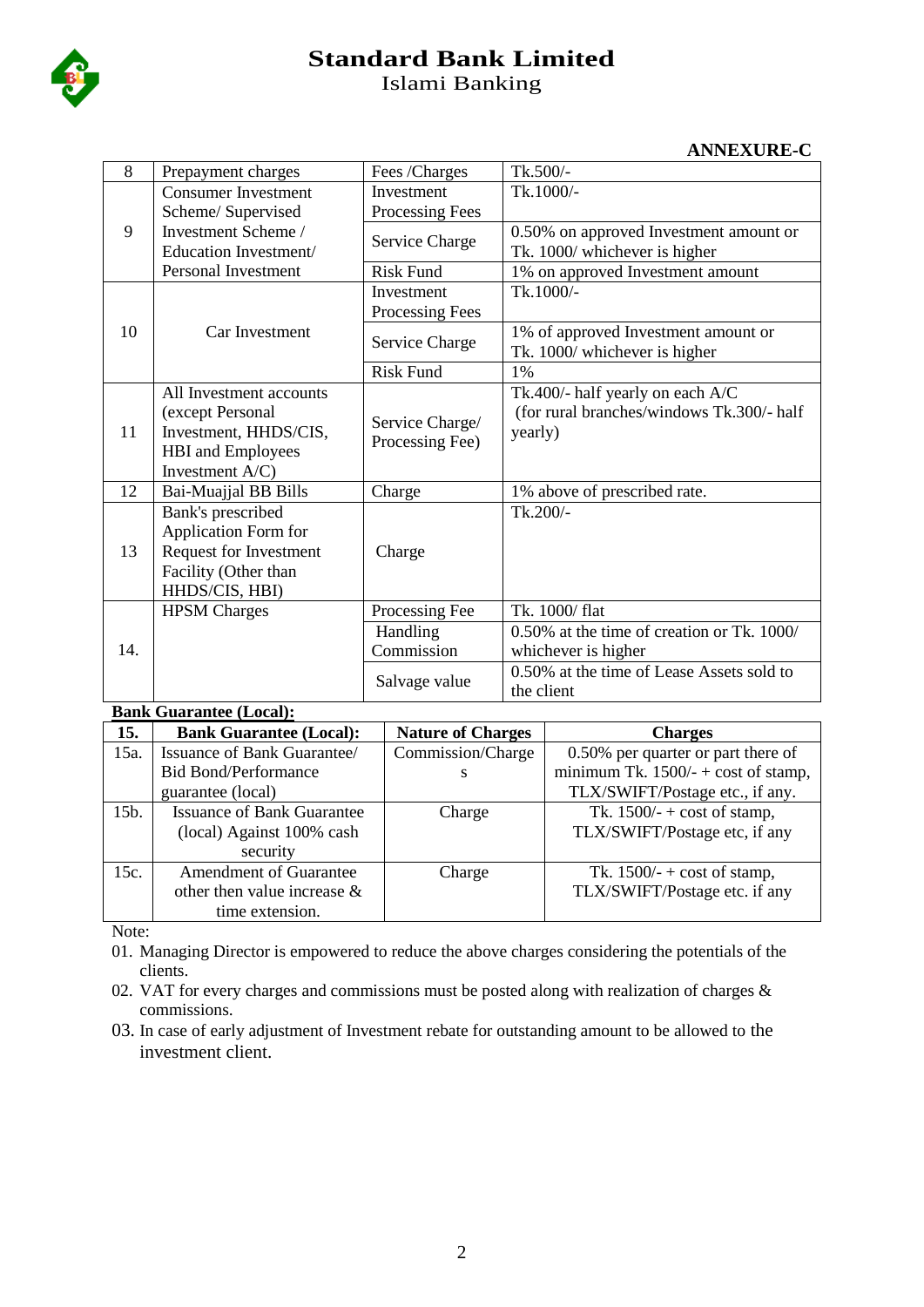# Standard Bank Limited

Islami Banking

**ANNEXURE-C**

| | | | |
|---|---|---|---|
| 8 | Prepayment charges | Fees /Charges | Tk.500/- |
| 9 | Consumer Investment Scheme/ Supervised Investment Scheme / Education Investment/ Personal Investment | Investment Processing Fees | Tk.1000/- |
| | | Service Charge | 0.50% on approved Investment amount or Tk. 1000/ whichever is higher |
| | | Risk Fund | 1% on approved Investment amount |
| 10 | Car Investment | Investment Processing Fees | Tk.1000/- |
| | | Service Charge | 1% of approved Investment amount or Tk. 1000/ whichever is higher |
| | | Risk Fund | 1% |
| 11 | All Investment accounts (except Personal Investment, HHDS/CIS, HBI and Employees Investment A/C) | Service Charge/ Processing Fee) | Tk.400/- half yearly on each A/C (for rural branches/windows Tk.300/- half yearly) |
| 12 | Bai-Muajjal BB Bills | Charge | 1% above of prescribed rate. |
| 13 | Bank's prescribed Application Form for Request for Investment Facility (Other than HHDS/CIS, HBI) | Charge | Tk.200/- |
| 14. | HPSM Charges | Processing Fee | Tk. 1000/ flat |
| | | Handling Commission | 0.50% at the time of creation or Tk. 1000/ whichever is higher |
| | | Salvage value | 0.50% at the time of Lease Assets sold to the client |

**Bank Guarantee (Local):**

| **15.** | **Bank Guarantee (Local):** | **Nature of Charges** | **Charges** |
|---|---|---|---|
| 15a. | Issuance of Bank Guarantee/ Bid Bond/Performance guarantee (local) | Commission/Charges | 0.50% per quarter or part there of minimum Tk. 1500/- + cost of stamp, TLX/SWIFT/Postage etc., if any. |
| 15b. | Issuance of Bank Guarantee (local) Against 100% cash security | Charge | Tk. 1500/- + cost of stamp, TLX/SWIFT/Postage etc, if any |
| 15c. | Amendment of Guarantee other then value increase & time extension. | Charge | Tk. 1500/- + cost of stamp, TLX/SWIFT/Postage etc. if any |

Note:

01. Managing Director is empowered to reduce the above charges considering the potentials of the clients.
02. VAT for every charges and commissions must be posted along with realization of charges & commissions.
03. In case of early adjustment of Investment rebate for outstanding amount to be allowed to the investment client.